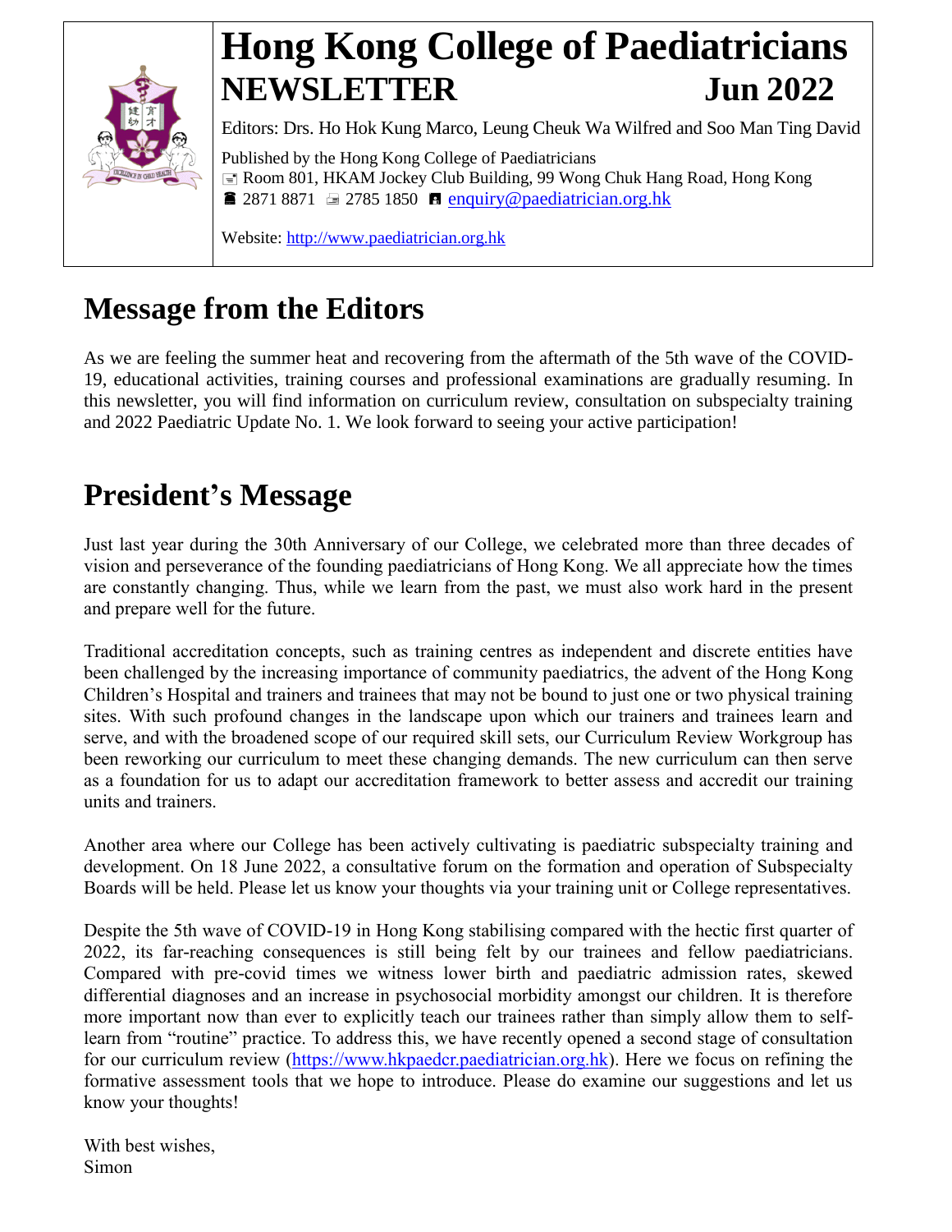# Hong Kong College of Paediatricians

## NEWSLETTER Jun 2022

Editors: Drs. Ho Hok Kung Marco, Leung Cheuk Wa Wilfred and Soo Man Ting David

Published by the Hong Kong College of Paediatricians
Room 801, HKAM Jockey Club Building, 99 Wong Chuk Hang Road, Hong Kong
☎ 2871 8871 2785 1850 enquiry@paediatrician.org.hk

Website: http://www.paediatrician.org.hk

# Message from the Editors

As we are feeling the summer heat and recovering from the aftermath of the 5th wave of the COVID-19, educational activities, training courses and professional examinations are gradually resuming. In this newsletter, you will find information on curriculum review, consultation on subspecialty training and 2022 Paediatric Update No. 1. We look forward to seeing your active participation!

# President's Message

Just last year during the 30th Anniversary of our College, we celebrated more than three decades of vision and perseverance of the founding paediatricians of Hong Kong. We all appreciate how the times are constantly changing. Thus, while we learn from the past, we must also work hard in the present and prepare well for the future.

Traditional accreditation concepts, such as training centres as independent and discrete entities have been challenged by the increasing importance of community paediatrics, the advent of the Hong Kong Children's Hospital and trainers and trainees that may not be bound to just one or two physical training sites. With such profound changes in the landscape upon which our trainers and trainees learn and serve, and with the broadened scope of our required skill sets, our Curriculum Review Workgroup has been reworking our curriculum to meet these changing demands. The new curriculum can then serve as a foundation for us to adapt our accreditation framework to better assess and accredit our training units and trainers.

Another area where our College has been actively cultivating is paediatric subspecialty training and development. On 18 June 2022, a consultative forum on the formation and operation of Subspecialty Boards will be held. Please let us know your thoughts via your training unit or College representatives.

Despite the 5th wave of COVID-19 in Hong Kong stabilising compared with the hectic first quarter of 2022, its far-reaching consequences is still being felt by our trainees and fellow paediatricians. Compared with pre-covid times we witness lower birth and paediatric admission rates, skewed differential diagnoses and an increase in psychosocial morbidity amongst our children. It is therefore more important now than ever to explicitly teach our trainees rather than simply allow them to self-learn from "routine" practice. To address this, we have recently opened a second stage of consultation for our curriculum review (https://www.hkpaedcr.paediatrician.org.hk). Here we focus on refining the formative assessment tools that we hope to introduce. Please do examine our suggestions and let us know your thoughts!

With best wishes,
Simon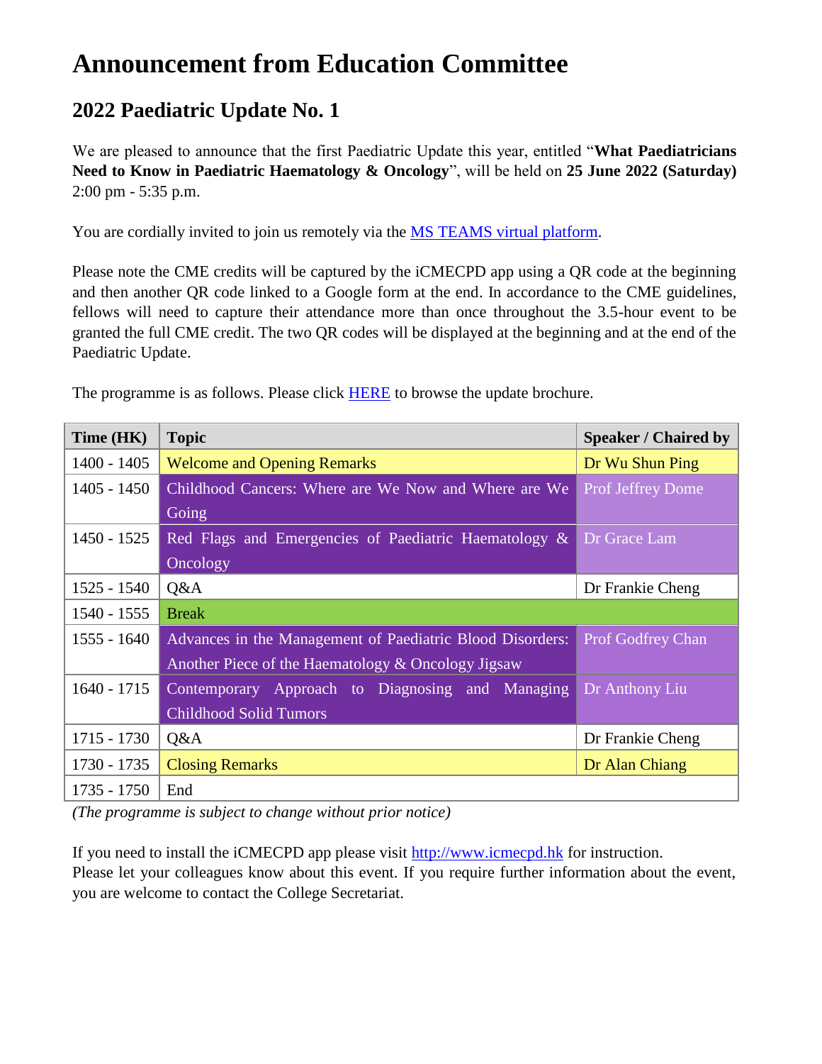# Announcement from Education Committee

## 2022 Paediatric Update No. 1

We are pleased to announce that the first Paediatric Update this year, entitled "**What Paediatricians Need to Know in Paediatric Haematology & Oncology**", will be held on **25 June 2022 (Saturday)** 2:00 pm - 5:35 p.m.

You are cordially invited to join us remotely via the MS TEAMS virtual platform.

Please note the CME credits will be captured by the iCMECPD app using a QR code at the beginning and then another QR code linked to a Google form at the end. In accordance to the CME guidelines, fellows will need to capture their attendance more than once throughout the 3.5-hour event to be granted the full CME credit. The two QR codes will be displayed at the beginning and at the end of the Paediatric Update.

The programme is as follows. Please click HERE to browse the update brochure.

| Time (HK) | Topic | Speaker / Chaired by |
|---|---|---|
| 1400 - 1405 | Welcome and Opening Remarks | Dr Wu Shun Ping |
| 1405 - 1450 | Childhood Cancers: Where are We Now and Where are We Going | Prof Jeffrey Dome |
| 1450 - 1525 | Red Flags and Emergencies of Paediatric Haematology & Oncology | Dr Grace Lam |
| 1525 - 1540 | Q&A | Dr Frankie Cheng |
| 1540 - 1555 | Break | |
| 1555 - 1640 | Advances in the Management of Paediatric Blood Disorders: Another Piece of the Haematology & Oncology Jigsaw | Prof Godfrey Chan |
| 1640 - 1715 | Contemporary Approach to Diagnosing and Managing Childhood Solid Tumors | Dr Anthony Liu |
| 1715 - 1730 | Q&A | Dr Frankie Cheng |
| 1730 - 1735 | Closing Remarks | Dr Alan Chiang |
| 1735 - 1750 | End | |

*(The programme is subject to change without prior notice)*

If you need to install the iCMECPD app please visit http://www.icmecpd.hk for instruction.
Please let your colleagues know about this event. If you require further information about the event, you are welcome to contact the College Secretariat.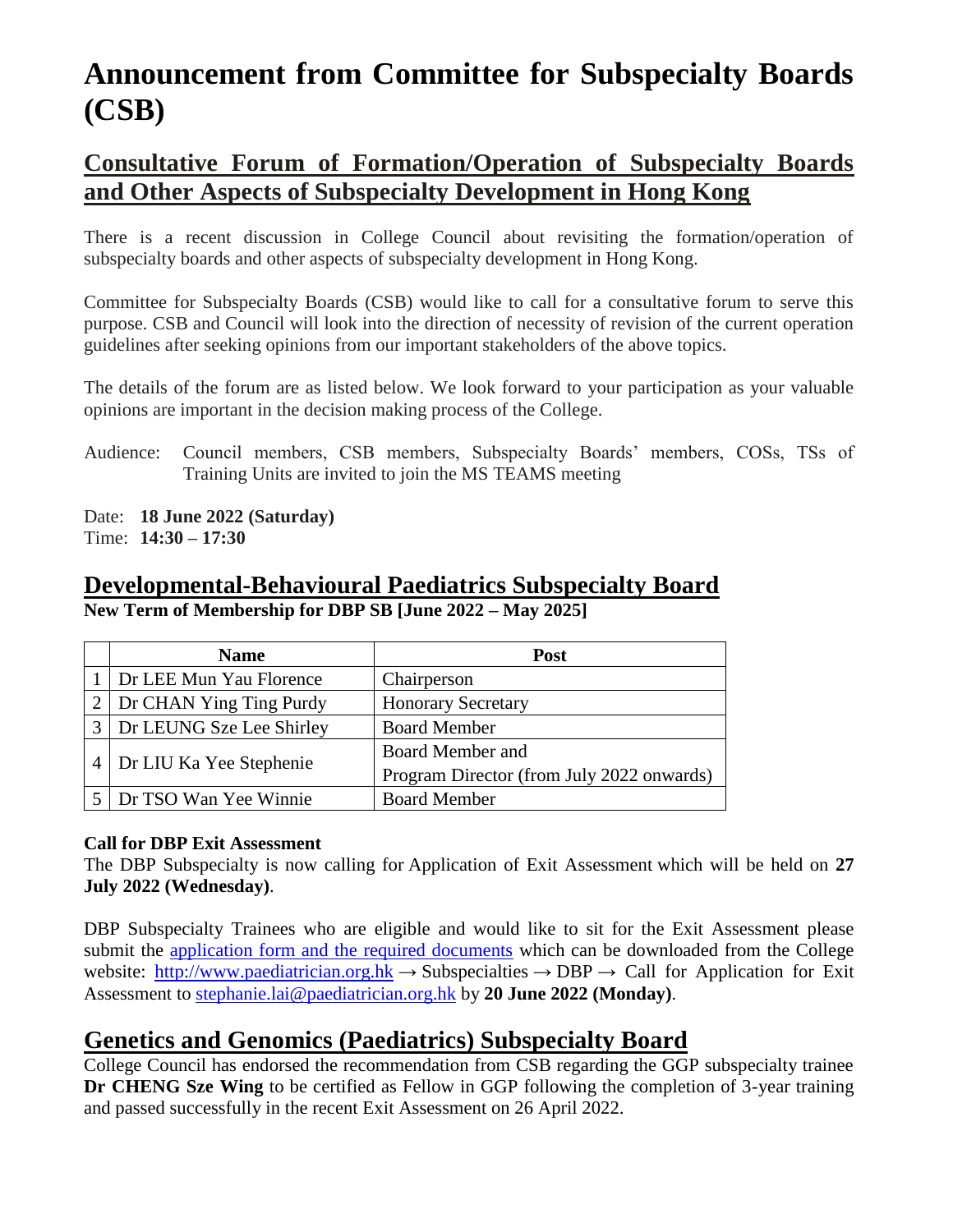# Announcement from Committee for Subspecialty Boards (CSB)

## Consultative Forum of Formation/Operation of Subspecialty Boards and Other Aspects of Subspecialty Development in Hong Kong

There is a recent discussion in College Council about revisiting the formation/operation of subspecialty boards and other aspects of subspecialty development in Hong Kong.

Committee for Subspecialty Boards (CSB) would like to call for a consultative forum to serve this purpose. CSB and Council will look into the direction of necessity of revision of the current operation guidelines after seeking opinions from our important stakeholders of the above topics.

The details of the forum are as listed below. We look forward to your participation as your valuable opinions are important in the decision making process of the College.

Audience: Council members, CSB members, Subspecialty Boards' members, COSs, TSs of Training Units are invited to join the MS TEAMS meeting

Date: **18 June 2022 (Saturday)**
Time: **14:30 – 17:30**

## Developmental-Behavioural Paediatrics Subspecialty Board

**New Term of Membership for DBP SB [June 2022 – May 2025]**

| | Name | Post |
|---|---|---|
| 1 | Dr LEE Mun Yau Florence | Chairperson |
| 2 | Dr CHAN Ying Ting Purdy | Honorary Secretary |
| 3 | Dr LEUNG Sze Lee Shirley | Board Member |
| 4 | Dr LIU Ka Yee Stephenie | Board Member and Program Director (from July 2022 onwards) |
| 5 | Dr TSO Wan Yee Winnie | Board Member |

**Call for DBP Exit Assessment**

The DBP Subspecialty is now calling for Application of Exit Assessment which will be held on **27 July 2022 (Wednesday)**.

DBP Subspecialty Trainees who are eligible and would like to sit for the Exit Assessment please submit the application form and the required documents which can be downloaded from the College website: http://www.paediatrician.org.hk → Subspecialties → DBP → Call for Application for Exit Assessment to stephanie.lai@paediatrician.org.hk by **20 June 2022 (Monday)**.

## Genetics and Genomics (Paediatrics) Subspecialty Board

College Council has endorsed the recommendation from CSB regarding the GGP subspecialty trainee **Dr CHENG Sze Wing** to be certified as Fellow in GGP following the completion of 3-year training and passed successfully in the recent Exit Assessment on 26 April 2022.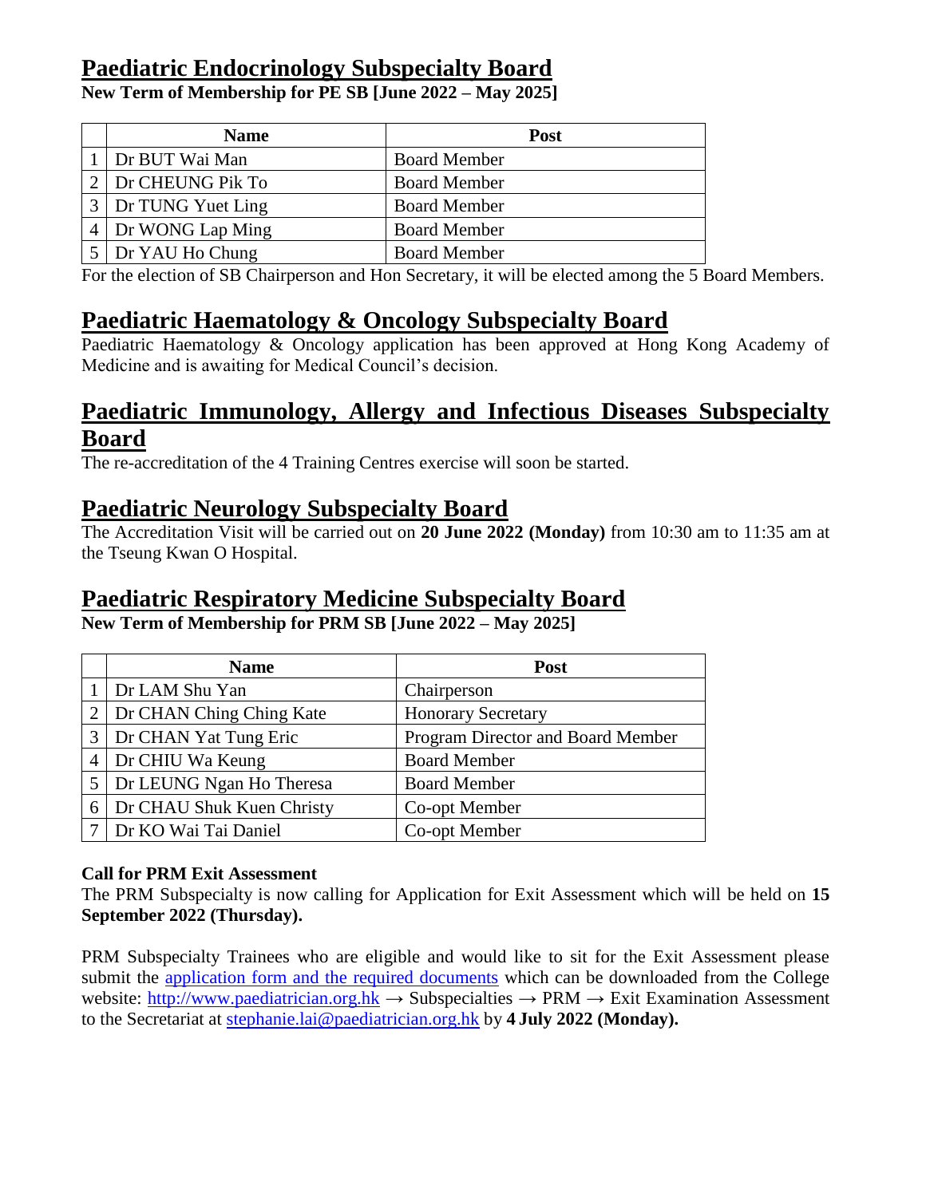## Paediatric Endocrinology Subspecialty Board

**New Term of Membership for PE SB [June 2022 – May 2025]**

| | Name | Post |
|---|---|---|
| 1 | Dr BUT Wai Man | Board Member |
| 2 | Dr CHEUNG Pik To | Board Member |
| 3 | Dr TUNG Yuet Ling | Board Member |
| 4 | Dr WONG Lap Ming | Board Member |
| 5 | Dr YAU Ho Chung | Board Member |

For the election of SB Chairperson and Hon Secretary, it will be elected among the 5 Board Members.

## Paediatric Haematology & Oncology Subspecialty Board

Paediatric Haematology & Oncology application has been approved at Hong Kong Academy of Medicine and is awaiting for Medical Council's decision.

## Paediatric Immunology, Allergy and Infectious Diseases Subspecialty Board

The re-accreditation of the 4 Training Centres exercise will soon be started.

## Paediatric Neurology Subspecialty Board

The Accreditation Visit will be carried out on **20 June 2022 (Monday)** from 10:30 am to 11:35 am at the Tseung Kwan O Hospital.

## Paediatric Respiratory Medicine Subspecialty Board

**New Term of Membership for PRM SB [June 2022 – May 2025]**

| | Name | Post |
|---|---|---|
| 1 | Dr LAM Shu Yan | Chairperson |
| 2 | Dr CHAN Ching Ching Kate | Honorary Secretary |
| 3 | Dr CHAN Yat Tung Eric | Program Director and Board Member |
| 4 | Dr CHIU Wa Keung | Board Member |
| 5 | Dr LEUNG Ngan Ho Theresa | Board Member |
| 6 | Dr CHAU Shuk Kuen Christy | Co-opt Member |
| 7 | Dr KO Wai Tai Daniel | Co-opt Member |

**Call for PRM Exit Assessment**

The PRM Subspecialty is now calling for Application for Exit Assessment which will be held on **15 September 2022 (Thursday).**

PRM Subspecialty Trainees who are eligible and would like to sit for the Exit Assessment please submit the application form and the required documents which can be downloaded from the College website: http://www.paediatrician.org.hk → Subspecialties → PRM → Exit Examination Assessment to the Secretariat at stephanie.lai@paediatrician.org.hk by **4 July 2022 (Monday).**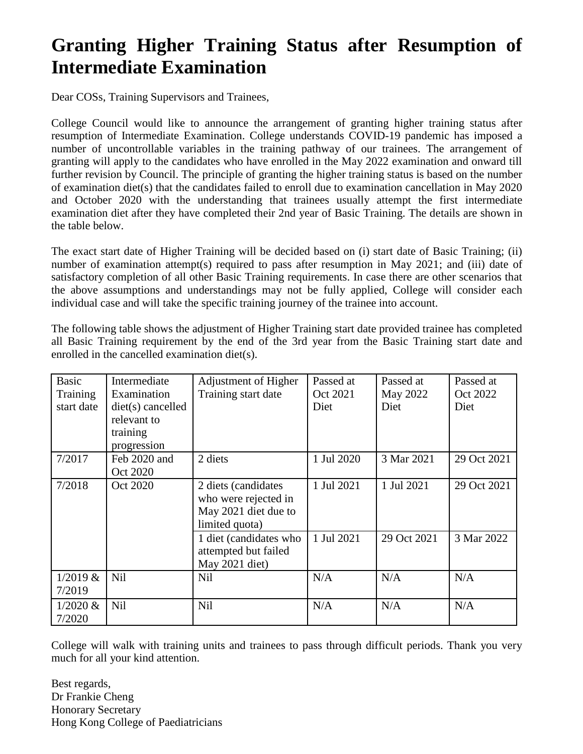# Granting Higher Training Status after Resumption of Intermediate Examination

Dear COSs, Training Supervisors and Trainees,

College Council would like to announce the arrangement of granting higher training status after resumption of Intermediate Examination. College understands COVID-19 pandemic has imposed a number of uncontrollable variables in the training pathway of our trainees. The arrangement of granting will apply to the candidates who have enrolled in the May 2022 examination and onward till further revision by Council. The principle of granting the higher training status is based on the number of examination diet(s) that the candidates failed to enroll due to examination cancellation in May 2020 and October 2020 with the understanding that trainees usually attempt the first intermediate examination diet after they have completed their 2nd year of Basic Training. The details are shown in the table below.

The exact start date of Higher Training will be decided based on (i) start date of Basic Training; (ii) number of examination attempt(s) required to pass after resumption in May 2021; and (iii) date of satisfactory completion of all other Basic Training requirements. In case there are other scenarios that the above assumptions and understandings may not be fully applied, College will consider each individual case and will take the specific training journey of the trainee into account.

The following table shows the adjustment of Higher Training start date provided trainee has completed all Basic Training requirement by the end of the 3rd year from the Basic Training start date and enrolled in the cancelled examination diet(s).

| Basic Training start date | Intermediate Examination diet(s) cancelled relevant to training progression | Adjustment of Higher Training start date | Passed at Oct 2021 Diet | Passed at May 2022 Diet | Passed at Oct 2022 Diet |
|---|---|---|---|---|---|
| 7/2017 | Feb 2020 and Oct 2020 | 2 diets | 1 Jul 2020 | 3 Mar 2021 | 29 Oct 2021 |
| 7/2018 | Oct 2020 | 2 diets (candidates who were rejected in May 2021 diet due to limited quota) | 1 Jul 2021 | 1 Jul 2021 | 29 Oct 2021 |
| | | 1 diet (candidates who attempted but failed May 2021 diet) | 1 Jul 2021 | 29 Oct 2021 | 3 Mar 2022 |
| 1/2019 & 7/2019 | Nil | Nil | N/A | N/A | N/A |
| 1/2020 & 7/2020 | Nil | Nil | N/A | N/A | N/A |

College will walk with training units and trainees to pass through difficult periods. Thank you very much for all your kind attention.

Best regards,
Dr Frankie Cheng
Honorary Secretary
Hong Kong College of Paediatricians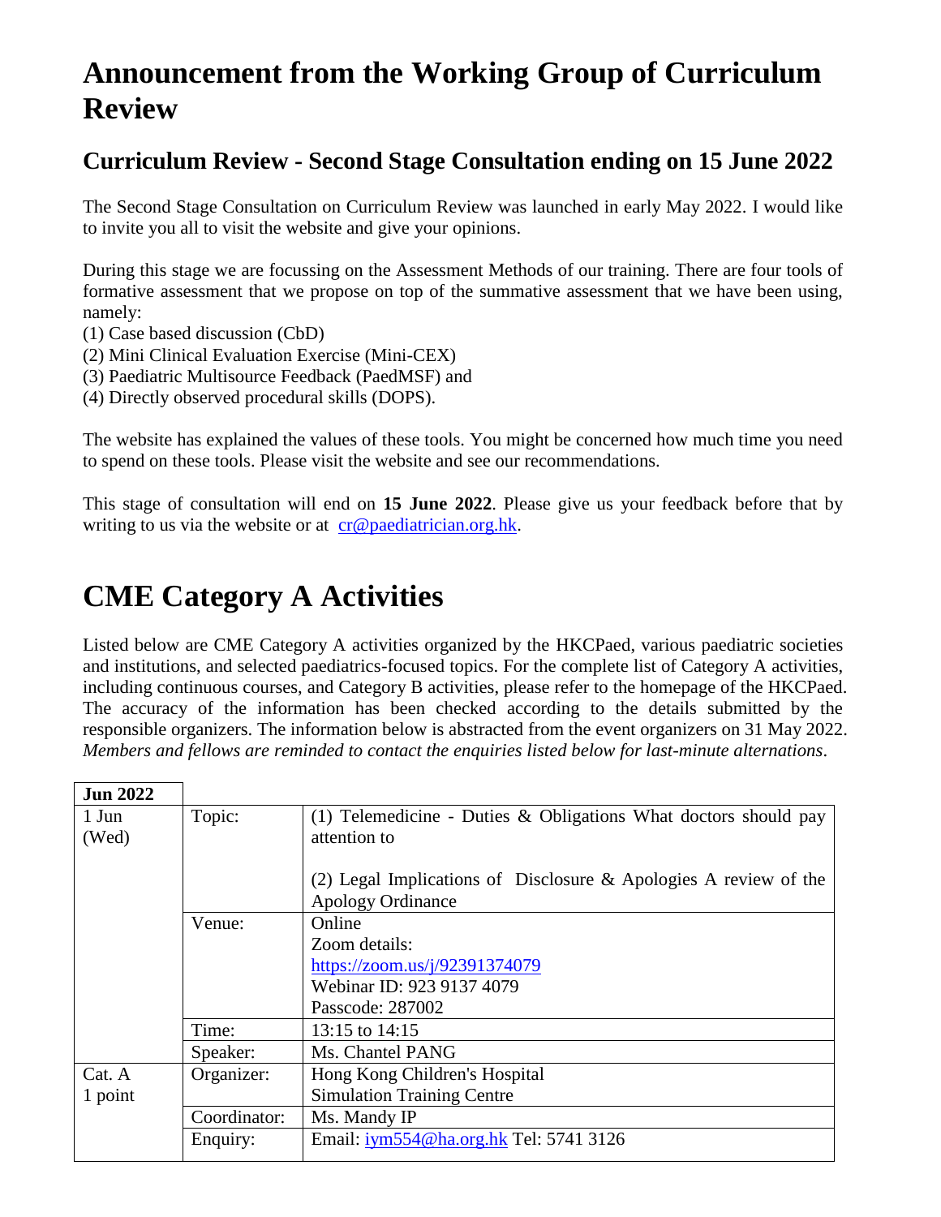# Announcement from the Working Group of Curriculum Review

## Curriculum Review - Second Stage Consultation ending on 15 June 2022

The Second Stage Consultation on Curriculum Review was launched in early May 2022. I would like to invite you all to visit the website and give your opinions.

During this stage we are focussing on the Assessment Methods of our training. There are four tools of formative assessment that we propose on top of the summative assessment that we have been using, namely:
(1) Case based discussion (CbD)
(2) Mini Clinical Evaluation Exercise (Mini-CEX)
(3) Paediatric Multisource Feedback (PaedMSF) and
(4) Directly observed procedural skills (DOPS).

The website has explained the values of these tools. You might be concerned how much time you need to spend on these tools. Please visit the website and see our recommendations.

This stage of consultation will end on **15 June 2022**. Please give us your feedback before that by writing to us via the website or at cr@paediatrician.org.hk.

# CME Category A Activities

Listed below are CME Category A activities organized by the HKCPaed, various paediatric societies and institutions, and selected paediatrics-focused topics. For the complete list of Category A activities, including continuous courses, and Category B activities, please refer to the homepage of the HKCPaed. The accuracy of the information has been checked according to the details submitted by the responsible organizers. The information below is abstracted from the event organizers on 31 May 2022. *Members and fellows are reminded to contact the enquiries listed below for last-minute alternations*.

| **Jun 2022** | | |
|---|---|---|
| 1 Jun (Wed) | Topic: | (1) Telemedicine - Duties & Obligations What doctors should pay attention to<br><br>(2) Legal Implications of Disclosure & Apologies A review of the Apology Ordinance |
| | Venue: | Online<br>Zoom details:<br>https://zoom.us/j/92391374079<br>Webinar ID: 923 9137 4079<br>Passcode: 287002 |
| | Time: | 13:15 to 14:15 |
| | Speaker: | Ms. Chantel PANG |
| Cat. A 1 point | Organizer: | Hong Kong Children's Hospital Simulation Training Centre |
| | Coordinator: | Ms. Mandy IP |
| | Enquiry: | Email: iym554@ha.org.hk Tel: 5741 3126 |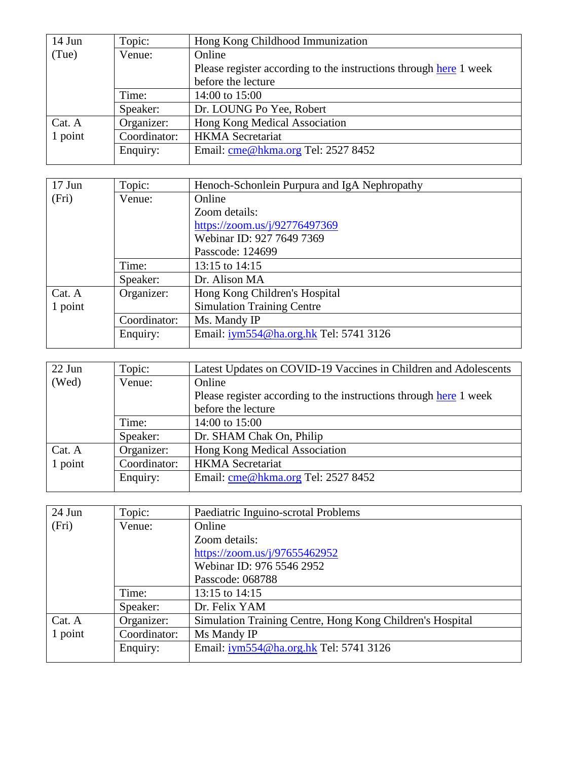| 14 Jun (Tue) | Topic: | Hong Kong Childhood Immunization |
|---|---|---|
| | Venue: | Online<br>Please register according to the instructions through here 1 week before the lecture |
| | Time: | 14:00 to 15:00 |
| | Speaker: | Dr. LOUNG Po Yee, Robert |
| Cat. A<br>1 point | Organizer: | Hong Kong Medical Association |
| | Coordinator: | HKMA Secretariat |
| | Enquiry: | Email: cme@hkma.org Tel: 2527 8452 |

| 17 Jun (Fri) | Topic: | Henoch-Schonlein Purpura and IgA Nephropathy |
|---|---|---|
| | Venue: | Online<br>Zoom details:<br>https://zoom.us/j/92776497369<br>Webinar ID: 927 7649 7369<br>Passcode: 124699 |
| | Time: | 13:15 to 14:15 |
| | Speaker: | Dr. Alison MA |
| Cat. A<br>1 point | Organizer: | Hong Kong Children's Hospital<br>Simulation Training Centre |
| | Coordinator: | Ms. Mandy IP |
| | Enquiry: | Email: iym554@ha.org.hk Tel: 5741 3126 |

| 22 Jun (Wed) | Topic: | Latest Updates on COVID-19 Vaccines in Children and Adolescents |
|---|---|---|
| | Venue: | Online<br>Please register according to the instructions through here 1 week before the lecture |
| | Time: | 14:00 to 15:00 |
| | Speaker: | Dr. SHAM Chak On, Philip |
| Cat. A<br>1 point | Organizer: | Hong Kong Medical Association |
| | Coordinator: | HKMA Secretariat |
| | Enquiry: | Email: cme@hkma.org Tel: 2527 8452 |

| 24 Jun (Fri) | Topic: | Paediatric Inguino-scrotal Problems |
|---|---|---|
| | Venue: | Online<br>Zoom details:<br>https://zoom.us/j/97655462952<br>Webinar ID: 976 5546 2952<br>Passcode: 068788 |
| | Time: | 13:15 to 14:15 |
| | Speaker: | Dr. Felix YAM |
| Cat. A<br>1 point | Organizer: | Simulation Training Centre, Hong Kong Children's Hospital |
| | Coordinator: | Ms Mandy IP |
| | Enquiry: | Email: iym554@ha.org.hk Tel: 5741 3126 |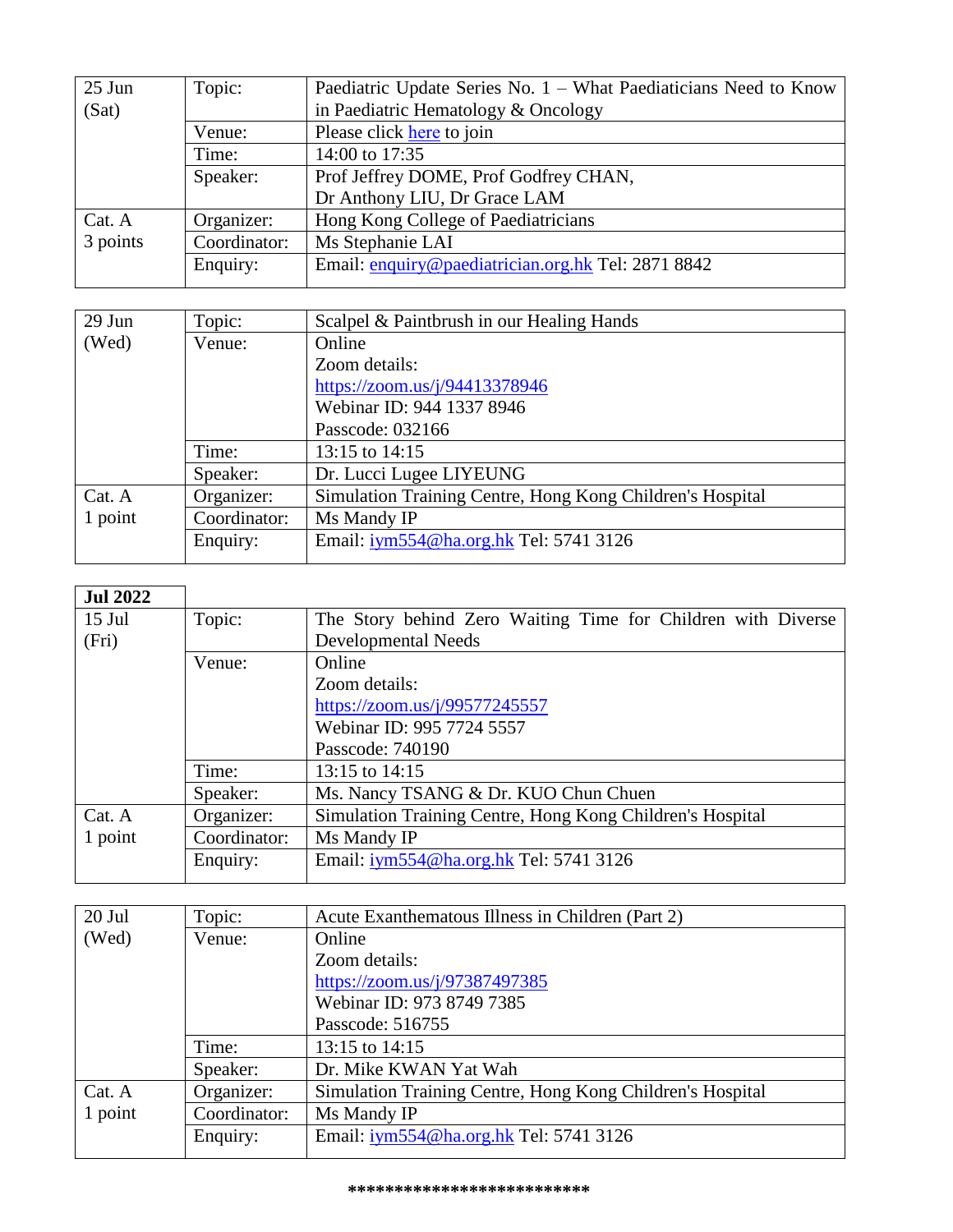| | | |
|---|---|---|
| 25 Jun (Sat) | Topic: | Paediatric Update Series No. 1 – What Paediaticians Need to Know in Paediatric Hematology & Oncology |
| | Venue: | Please click here to join |
| | Time: | 14:00 to 17:35 |
| | Speaker: | Prof Jeffrey DOME, Prof Godfrey CHAN, Dr Anthony LIU, Dr Grace LAM |
| Cat. A 3 points | Organizer: | Hong Kong College of Paediatricians |
| | Coordinator: | Ms Stephanie LAI |
| | Enquiry: | Email: enquiry@paediatrician.org.hk Tel: 2871 8842 |

| | | |
|---|---|---|
| 29 Jun (Wed) | Topic: | Scalpel & Paintbrush in our Healing Hands |
| | Venue: | Online<br>Zoom details:<br>https://zoom.us/j/94413378946<br>Webinar ID: 944 1337 8946<br>Passcode: 032166 |
| | Time: | 13:15 to 14:15 |
| | Speaker: | Dr. Lucci Lugee LIYEUNG |
| Cat. A 1 point | Organizer: | Simulation Training Centre, Hong Kong Children's Hospital |
| | Coordinator: | Ms Mandy IP |
| | Enquiry: | Email: iym554@ha.org.hk Tel: 5741 3126 |

**Jul 2022**

| | | |
|---|---|---|
| 15 Jul (Fri) | Topic: | The Story behind Zero Waiting Time for Children with Diverse Developmental Needs |
| | Venue: | Online<br>Zoom details:<br>https://zoom.us/j/99577245557<br>Webinar ID: 995 7724 5557<br>Passcode: 740190 |
| | Time: | 13:15 to 14:15 |
| | Speaker: | Ms. Nancy TSANG & Dr. KUO Chun Chuen |
| Cat. A 1 point | Organizer: | Simulation Training Centre, Hong Kong Children's Hospital |
| | Coordinator: | Ms Mandy IP |
| | Enquiry: | Email: iym554@ha.org.hk Tel: 5741 3126 |

| | | |
|---|---|---|
| 20 Jul (Wed) | Topic: | Acute Exanthematous Illness in Children (Part 2) |
| | Venue: | Online<br>Zoom details:<br>https://zoom.us/j/97387497385<br>Webinar ID: 973 8749 7385<br>Passcode: 516755 |
| | Time: | 13:15 to 14:15 |
| | Speaker: | Dr. Mike KWAN Yat Wah |
| Cat. A 1 point | Organizer: | Simulation Training Centre, Hong Kong Children's Hospital |
| | Coordinator: | Ms Mandy IP |
| | Enquiry: | Email: iym554@ha.org.hk Tel: 5741 3126 |

*************************